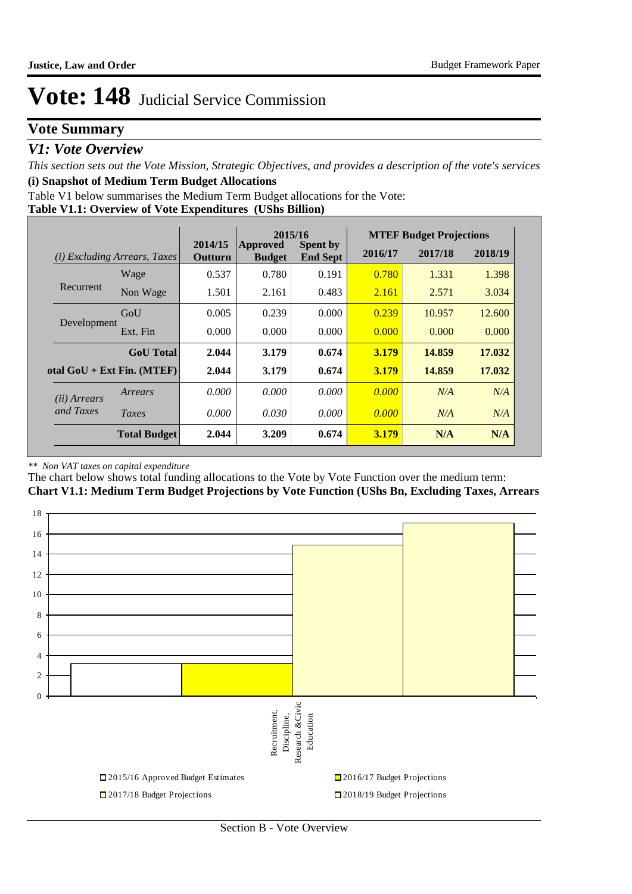# Vote: 148 Judicial Service Commission

## Vote Summary

### *V1: Vote Overview*

*This section sets out the Vote Mission, Strategic Objectives, and provides a description of the vote's services*

**(i) Snapshot of Medium Term Budget Allocations**

Table V1 below summarises the Medium Term Budget allocations for the Vote:

**Table V1.1: Overview of Vote Expenditures (UShs Billion)**

| *(i) Excluding Arrears, Taxes* | | 2014/15 Outturn | 2015/16 Approved Budget | 2015/16 Spent by End Sept | MTEF Budget Projections 2016/17 | 2017/18 | 2018/19 |
|---|---|---|---|---|---|---|---|
| Recurrent | Wage | 0.537 | 0.780 | 0.191 | 0.780 | 1.331 | 1.398 |
| | Non Wage | 1.501 | 2.161 | 0.483 | 2.161 | 2.571 | 3.034 |
| Development | GoU | 0.005 | 0.239 | 0.000 | 0.239 | 10.957 | 12.600 |
| | Ext. Fin | 0.000 | 0.000 | 0.000 | 0.000 | 0.000 | 0.000 |
| | **GoU Total** | **2.044** | **3.179** | **0.674** | **3.179** | **14.859** | **17.032** |
| **otal GoU + Ext Fin. (MTEF)** | | **2.044** | **3.179** | **0.674** | **3.179** | **14.859** | **17.032** |
| *(ii) Arrears and Taxes* | *Arrears* | *0.000* | *0.000* | *0.000* | *0.000* | *N/A* | *N/A* |
| | *Taxes* | *0.000* | *0.030* | *0.000* | *0.000* | *N/A* | *N/A* |
| | **Total Budget** | **2.044** | **3.209** | **0.674** | **3.179** | **N/A** | **N/A** |

*\*\* Non VAT taxes on capital expenditure*

The chart below shows total funding allocations to the Vote by Vote Function over the medium term:

**Chart V1.1: Medium Term Budget Projections by Vote Function (UShs Bn, Excluding Taxes, Arrears**

Recruitment, Discipline, Research &Civic Education

2015/16 Approved Budget Estimates | 2016/17 Budget Projections | 2017/18 Budget Projections | 2018/19 Budget Projections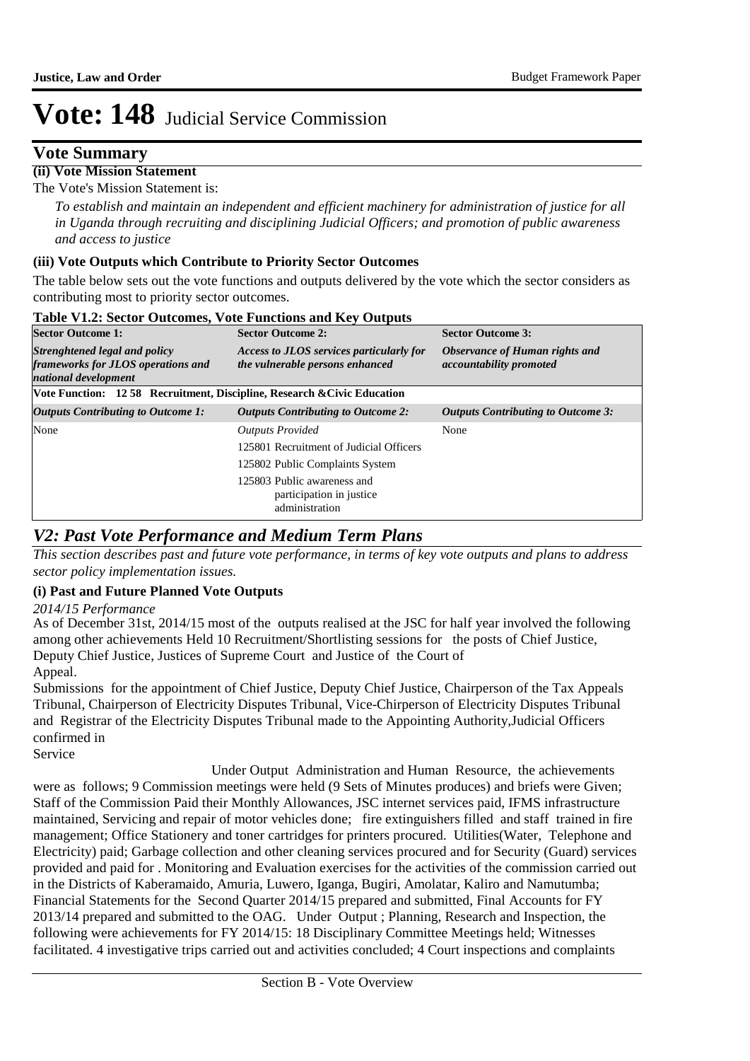# Vote: 148 Judicial Service Commission

## Vote Summary

**(ii) Vote Mission Statement**

The Vote's Mission Statement is:

*To establish and maintain an independent and efficient machinery for administration of justice for all in Uganda through recruiting and disciplining Judicial Officers; and promotion of public awareness and access to justice*

**(iii) Vote Outputs which Contribute to Priority Sector Outcomes**

The table below sets out the vote functions and outputs delivered by the vote which the sector considers as contributing most to priority sector outcomes.

**Table V1.2: Sector Outcomes, Vote Functions and Key Outputs**

| **Sector Outcome 1:** | **Sector Outcome 2:** | **Sector Outcome 3:** |
|---|---|---|
| ***Strenghtened legal and policy frameworks for JLOS operations and national development*** | ***Access to JLOS services particularly for the vulnerable persons enhanced*** | ***Observance of Human rights and accountability promoted*** |
| **Vote Function: 12 58 Recruitment, Discipline, Research &Civic Education** | | |
| ***Outputs Contributing to Outcome 1:*** | ***Outputs Contributing to Outcome 2:*** | ***Outputs Contributing to Outcome 3:*** |
| None | *Outputs Provided*<br>125801 Recruitment of Judicial Officers<br>125802 Public Complaints System<br>125803 Public awareness and participation in justice administration | None |

## *V2: Past Vote Performance and Medium Term Plans*

*This section describes past and future vote performance, in terms of key vote outputs and plans to address sector policy implementation issues.*

**(i) Past and Future Planned Vote Outputs**

*2014/15 Performance*

As of December 31st, 2014/15 most of the outputs realised at the JSC for half year involved the following among other achievements Held 10 Recruitment/Shortlisting sessions for the posts of Chief Justice, Deputy Chief Justice, Justices of Supreme Court and Justice of the Court of Appeal.

Submissions for the appointment of Chief Justice, Deputy Chief Justice, Chairperson of the Tax Appeals Tribunal, Chairperson of Electricity Disputes Tribunal, Vice-Chirperson of Electricity Disputes Tribunal and Registrar of the Electricity Disputes Tribunal made to the Appointing Authority,Judicial Officers confirmed in Service

Under Output Administration and Human Resource, the achievements were as follows; 9 Commission meetings were held (9 Sets of Minutes produces) and briefs were Given; Staff of the Commission Paid their Monthly Allowances, JSC internet services paid, IFMS infrastructure maintained, Servicing and repair of motor vehicles done; fire extinguishers filled and staff trained in fire management; Office Stationery and toner cartridges for printers procured. Utilities(Water, Telephone and Electricity) paid; Garbage collection and other cleaning services procured and for Security (Guard) services provided and paid for . Monitoring and Evaluation exercises for the activities of the commission carried out in the Districts of Kaberamaido, Amuria, Luwero, Iganga, Bugiri, Amolatar, Kaliro and Namutumba; Financial Statements for the Second Quarter 2014/15 prepared and submitted, Final Accounts for FY 2013/14 prepared and submitted to the OAG. Under Output ; Planning, Research and Inspection, the following were achievements for FY 2014/15: 18 Disciplinary Committee Meetings held; Witnesses facilitated. 4 investigative trips carried out and activities concluded; 4 Court inspections and complaints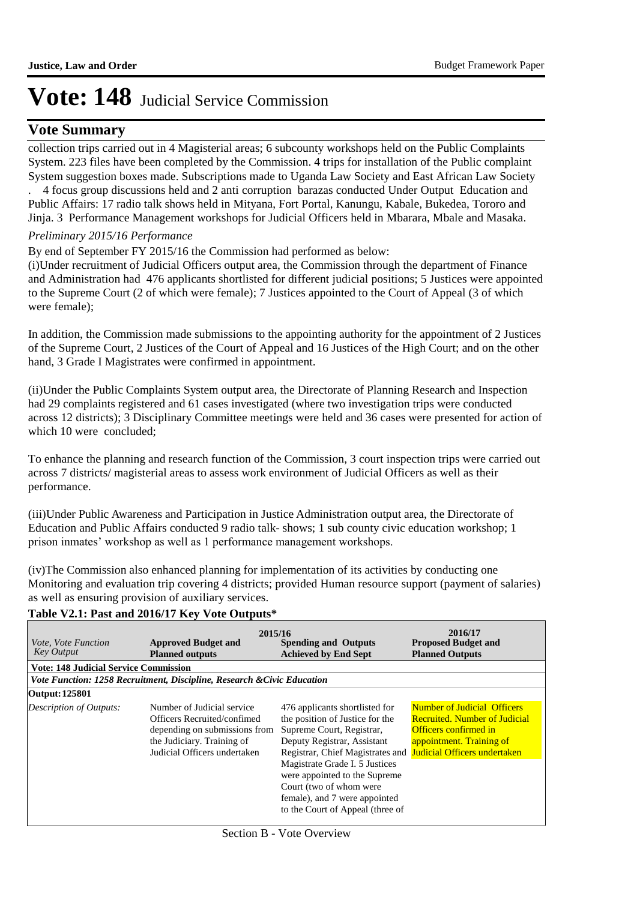# Vote: 148 Judicial Service Commission

## Vote Summary

collection trips carried out in 4 Magisterial areas; 6 subcounty workshops held on the Public Complaints System. 223 files have been completed by the Commission. 4 trips for installation of the Public complaint System suggestion boxes made. Subscriptions made to Uganda Law Society and East African Law Society . 4 focus group discussions held and 2 anti corruption barazas conducted Under Output Education and Public Affairs: 17 radio talk shows held in Mityana, Fort Portal, Kanungu, Kabale, Bukedea, Tororo and Jinja. 3 Performance Management workshops for Judicial Officers held in Mbarara, Mbale and Masaka.

*Preliminary 2015/16 Performance*

By end of September FY 2015/16 the Commission had performed as below:

(i)Under recruitment of Judicial Officers output area, the Commission through the department of Finance and Administration had 476 applicants shortlisted for different judicial positions; 5 Justices were appointed to the Supreme Court (2 of which were female); 7 Justices appointed to the Court of Appeal (3 of which were female);

In addition, the Commission made submissions to the appointing authority for the appointment of 2 Justices of the Supreme Court, 2 Justices of the Court of Appeal and 16 Justices of the High Court; and on the other hand, 3 Grade I Magistrates were confirmed in appointment.

(ii)Under the Public Complaints System output area, the Directorate of Planning Research and Inspection had 29 complaints registered and 61 cases investigated (where two investigation trips were conducted across 12 districts); 3 Disciplinary Committee meetings were held and 36 cases were presented for action of which 10 were concluded;

To enhance the planning and research function of the Commission, 3 court inspection trips were carried out across 7 districts/ magisterial areas to assess work environment of Judicial Officers as well as their performance.

(iii)Under Public Awareness and Participation in Justice Administration output area, the Directorate of Education and Public Affairs conducted 9 radio talk- shows; 1 sub county civic education workshop; 1 prison inmates' workshop as well as 1 performance management workshops.

(iv)The Commission also enhanced planning for implementation of its activities by conducting one Monitoring and evaluation trip covering 4 districts; provided Human resource support (payment of salaries) as well as ensuring provision of auxiliary services.

**Table V2.1: Past and 2016/17 Key Vote Outputs***

| *Vote, Vote Function Key Output* | 2015/16 **Approved Budget and Planned outputs** | **Spending and Outputs Achieved by End Sept** | 2016/17 **Proposed Budget and Planned Outputs** |
|---|---|---|---|
| **Vote: 148 Judicial Service Commission** | | | |
| ***Vote Function: 1258 Recruitment, Discipline, Research &Civic Education*** | | | |
| **Output: 125801** | | | |
| *Description of Outputs:* | Number of Judicial service Officers Recruited/confimed depending on submissions from the Judiciary. Training of Judicial Officers undertaken | 476 applicants shortlisted for the position of Justice for the Supreme Court, Registrar, Deputy Registrar, Assistant Registrar, Chief Magistrates and Magistrate Grade I. 5 Justices were appointed to the Supreme Court (two of whom were female), and 7 were appointed to the Court of Appeal (three of | Number of Judicial Officers Recruited. Number of Judicial Officers confirmed in appointment. Training of Judicial Officers undertaken |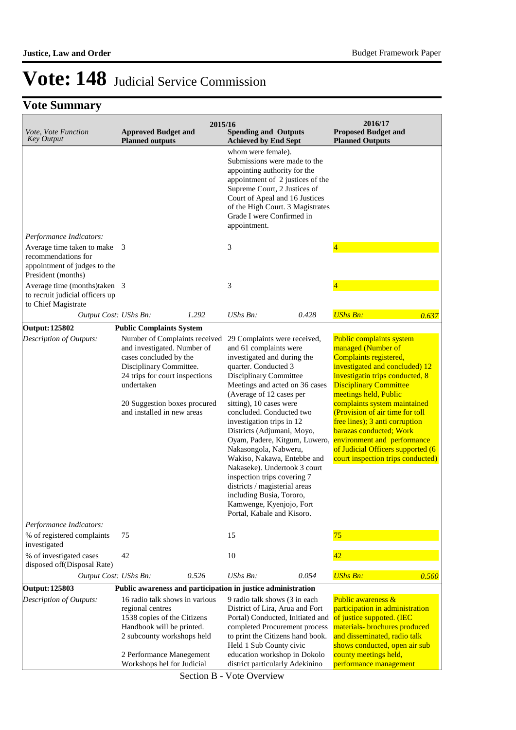# Vote: 148 Judicial Service Commission

## Vote Summary

| Vote, Vote Function Key Output | 2015/16 Approved Budget and Planned outputs | | 2015/16 Spending and Outputs Achieved by End Sept | | 2016/17 Proposed Budget and Planned Outputs | |
|---|---|---|---|---|---|---|
| | | | whom were female). Submissions were made to the appointing authority for the appointment of 2 justices of the Supreme Court, 2 Justices of Court of Apeal and 16 Justices of the High Court. 3 Magistrates Grade I were Confirmed in appointment. | | | |
| *Performance Indicators:* | | | | | | |
| Average time taken to make recommendations for appointment of judges to the President (months) | 3 | | 3 | | 4 | |
| Average time (months)taken to recruit judicial officers up to Chief Magistrate | 3 | | 3 | | 4 | |
| *Output Cost: UShs Bn:* | | *1.292* | *UShs Bn:* | *0.428* | *UShs Bn:* | *0.637* |
| **Output: 125802** | **Public Complaints System** | | | | | |
| *Description of Outputs:* | Number of Complaints received and investigated. Number of cases concluded by the Disciplinary Committee. 24 trips for court inspections undertaken<br><br>20 Suggestion boxes procured and installed in new areas | | 29 Complaints were received, and 61 complaints were investigated and during the quarter. Conducted 3 Disciplinary Committee Meetings and acted on 36 cases (Average of 12 cases per sitting), 10 cases were concluded. Conducted two investigation trips in 12 Districts (Adjumani, Moyo, Oyam, Padere, Kitgum, Luwero, Nakasongola, Nabweru, Wakiso, Nakawa, Entebbe and Nakaseke). Undertook 3 court inspection trips covering 7 districts / magisterial areas including Busia, Tororo, Kamwenge, Kyenjojo, Fort Portal, Kabale and Kisoro. | | Public complaints system managed (Number of Complaints registered, investigated and concluded) 12 investigatin trips conducted, 8 Disciplinary Committee meetings held, Public complaints system maintained (Provision of air time for toll free lines); 3 anti corruption barazas conducted; Work environment and performance of Judicial Officers supported (6 court inspection trips conducted) | |
| *Performance Indicators:* | | | | | | |
| % of registered complaints investigated | 75 | | 15 | | 75 | |
| % of investigated cases disposed off(Disposal Rate) | 42 | | 10 | | 42 | |
| *Output Cost: UShs Bn:* | | *0.526* | *UShs Bn:* | *0.054* | *UShs Bn:* | *0.560* |
| **Output: 125803** | **Public awareness and participation in justice administration** | | | | | |
| *Description of Outputs:* | 16 radio talk shows in various regional centres<br>1538 copies of the Citizens Handbook will be printed.<br>2 subcounty workshops held<br><br>2 Performance Manegement Workshops hel for Judicial | | 9 radio talk shows (3 in each District of Lira, Arua and Fort Portal) Conducted, Initiated and completed Procurement process to print the Citizens hand book. Held 1 Sub County civic education workshop in Dokolo district particularly Adekinino | | Public awareness & participation in administration of justice suppoted. (IEC materials- brochures produced and disseminated, radio talk shows conducted, open air sub county meetings held, performance management | |

Section B - Vote Overview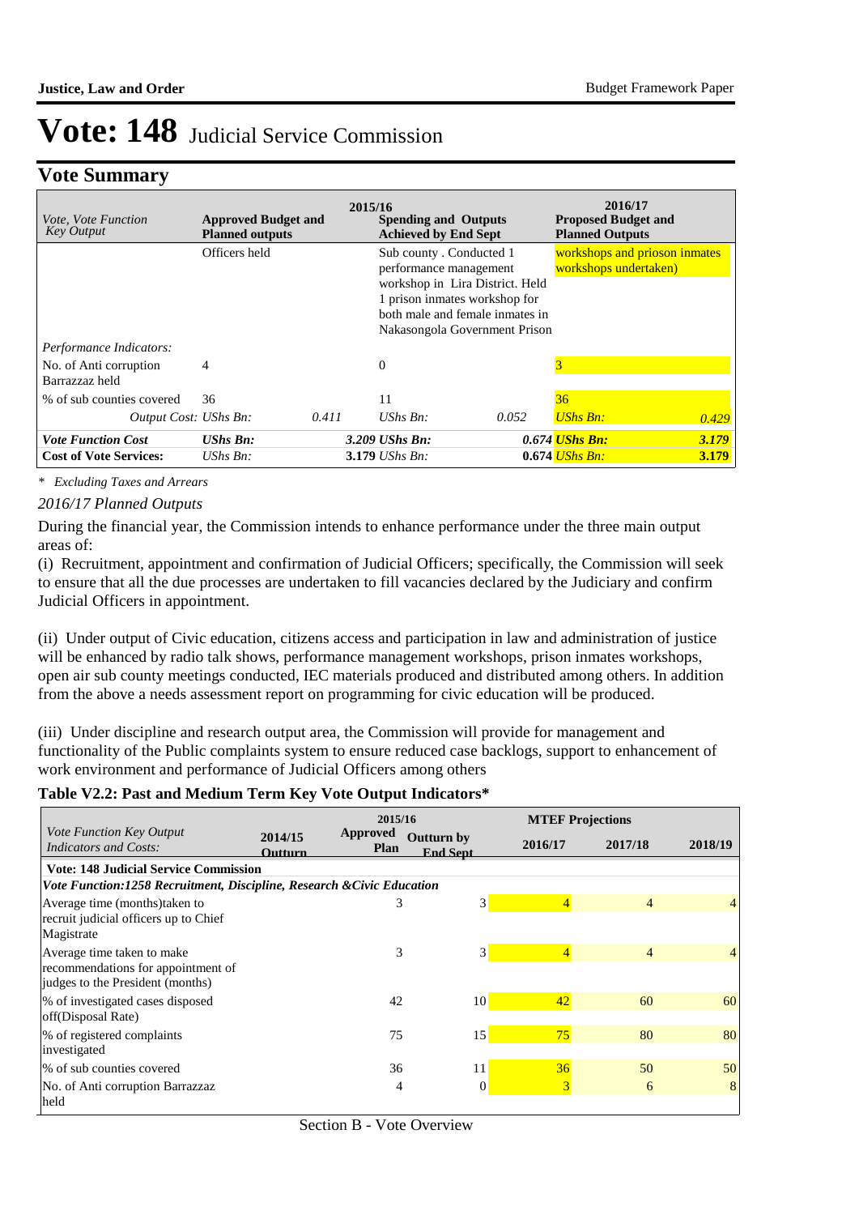# Vote: 148 Judicial Service Commission

## Vote Summary

| Vote, Vote Function Key Output | 2015/16 Approved Budget and Planned outputs | | 2015/16 Spending and Outputs Achieved by End Sept | | 2016/17 Proposed Budget and Planned Outputs | |
|---|---|---|---|---|---|---|
| | Officers held | | Sub county . Conducted 1 performance management workshop in Lira District. Held 1 prison inmates workshop for both male and female inmates in Nakasongola Government Prison | | workshops and prioson inmates workshops undertaken) | |
| *Performance Indicators:* | | | | | | |
| No. of Anti corruption Barrazzaz held | 4 | | 0 | | 3 | |
| % of sub counties covered | 36 | | 11 | | 36 | |
| *Output Cost:* | *UShs Bn:* | *0.411* | *UShs Bn:* | *0.052* | *UShs Bn:* | *0.429* |
| ***Vote Function Cost*** | ***UShs Bn:*** | | ***3.209 UShs Bn:*** | ***0.674*** | ***UShs Bn:*** | ***3.179*** |
| **Cost of Vote Services:** | *UShs Bn:* | | **3.179** *UShs Bn:* | **0.674** | *UShs Bn:* | **3.179** |

*\* Excluding Taxes and Arrears*

*2016/17 Planned Outputs*

During the financial year, the Commission intends to enhance performance under the three main output areas of:

(i) Recruitment, appointment and confirmation of Judicial Officers; specifically, the Commission will seek to ensure that all the due processes are undertaken to fill vacancies declared by the Judiciary and confirm Judicial Officers in appointment.

(ii) Under output of Civic education, citizens access and participation in law and administration of justice will be enhanced by radio talk shows, performance management workshops, prison inmates workshops, open air sub county meetings conducted, IEC materials produced and distributed among others. In addition from the above a needs assessment report on programming for civic education will be produced.

(iii) Under discipline and research output area, the Commission will provide for management and functionality of the Public complaints system to ensure reduced case backlogs, support to enhancement of work environment and performance of Judicial Officers among others

**Table V2.2: Past and Medium Term Key Vote Output Indicators\***

| *Vote Function Key Output Indicators and Costs:* | 2014/15 Outturn | 2015/16 Approved Plan | 2015/16 Outturn by End Sept | MTEF Projections 2016/17 | 2017/18 | 2018/19 |
|---|---|---|---|---|---|---|
| **Vote: 148 Judicial Service Commission** | | | | | | |
| ***Vote Function:1258 Recruitment, Discipline, Research &Civic Education*** | | | | | | |
| Average time (months)taken to recruit judicial officers up to Chief Magistrate | | 3 | 3 | 4 | 4 | 4 |
| Average time taken to make recommendations for appointment of judges to the President (months) | | 3 | 3 | 4 | 4 | 4 |
| % of investigated cases disposed off(Disposal Rate) | | 42 | 10 | 42 | 60 | 60 |
| % of registered complaints investigated | | 75 | 15 | 75 | 80 | 80 |
| % of sub counties covered | | 36 | 11 | 36 | 50 | 50 |
| No. of Anti corruption Barrazzaz held | | 4 | 0 | 3 | 6 | 8 |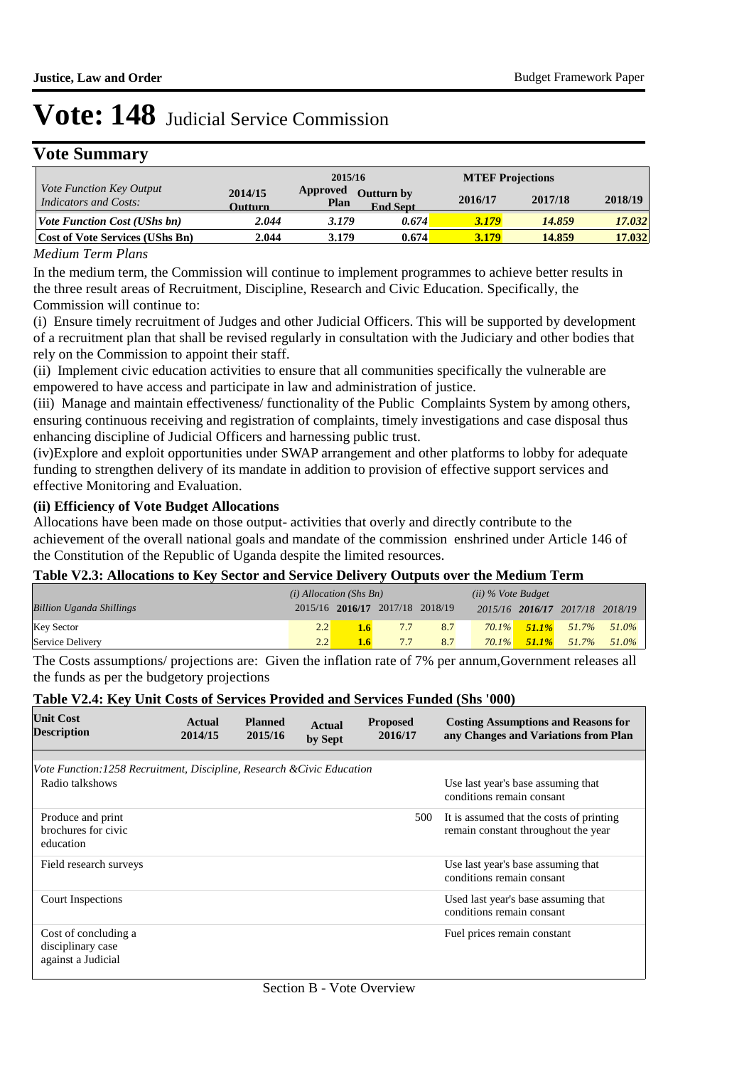# Vote: 148 Judicial Service Commission

## Vote Summary

| *Vote Function Key Output Indicators and Costs:* | 2014/15 Outturn | 2015/16 Approved Plan | 2015/16 Outturn by End Sept | MTEF Projections 2016/17 | 2017/18 | 2018/19 |
|---|---|---|---|---|---|---|
| ***Vote Function Cost (UShs bn)*** | *2.044* | *3.179* | *0.674* | *3.179* | *14.859* | *17.032* |
| **Cost of Vote Services (UShs Bn)** | 2.044 | 3.179 | 0.674 | 3.179 | 14.859 | 17.032 |

*Medium Term Plans*

In the medium term, the Commission will continue to implement programmes to achieve better results in the three result areas of Recruitment, Discipline, Research and Civic Education. Specifically, the Commission will continue to:

(i) Ensure timely recruitment of Judges and other Judicial Officers. This will be supported by development of a recruitment plan that shall be revised regularly in consultation with the Judiciary and other bodies that rely on the Commission to appoint their staff.

(ii) Implement civic education activities to ensure that all communities specifically the vulnerable are empowered to have access and participate in law and administration of justice.

(iii) Manage and maintain effectiveness/ functionality of the Public Complaints System by among others, ensuring continuous receiving and registration of complaints, timely investigations and case disposal thus enhancing discipline of Judicial Officers and harnessing public trust.

(iv)Explore and exploit opportunities under SWAP arrangement and other platforms to lobby for adequate funding to strengthen delivery of its mandate in addition to provision of effective support services and effective Monitoring and Evaluation.

### (ii) Efficiency of Vote Budget Allocations

Allocations have been made on those output- activities that overly and directly contribute to the achievement of the overall national goals and mandate of the commission enshrined under Article 146 of the Constitution of the Republic of Uganda despite the limited resources.

### Table V2.3: Allocations to Key Sector and Service Delivery Outputs over the Medium Term

| *Billion Uganda Shillings* | *(i) Allocation (Shs Bn)* 2015/16 | **2016/17** | 2017/18 | 2018/19 | *(ii) % Vote Budget* 2015/16 | **2016/17** | 2017/18 | 2018/19 |
|---|---|---|---|---|---|---|---|---|
| Key Sector | 2.2 | **1.6** | 7.7 | 8.7 | *70.1%* | ***51.1%*** | *51.7%* | *51.0%* |
| Service Delivery | 2.2 | **1.6** | 7.7 | 8.7 | *70.1%* | ***51.1%*** | *51.7%* | *51.0%* |

The Costs assumptions/ projections are: Given the inflation rate of 7% per annum,Government releases all the funds as per the budgetory projections

### Table V2.4: Key Unit Costs of Services Provided and Services Funded (Shs '000)

| **Unit Cost Description** | **Actual 2014/15** | **Planned 2015/16** | **Actual by Sept** | **Proposed 2016/17** | **Costing Assumptions and Reasons for any Changes and Variations from Plan** |
|---|---|---|---|---|---|
| *Vote Function:1258 Recruitment, Discipline, Research &Civic Education* | | | | | |
| Radio talkshows | | | | | Use last year's base assuming that conditions remain consant |
| Produce and print brochures for civic education | | | | 500 | It is assumed that the costs of printing remain constant throughout the year |
| Field research surveys | | | | | Use last year's base assuming that conditions remain consant |
| Court Inspections | | | | | Used last year's base assuming that conditions remain consant |
| Cost of concluding a disciplinary case against a Judicial | | | | | Fuel prices remain constant |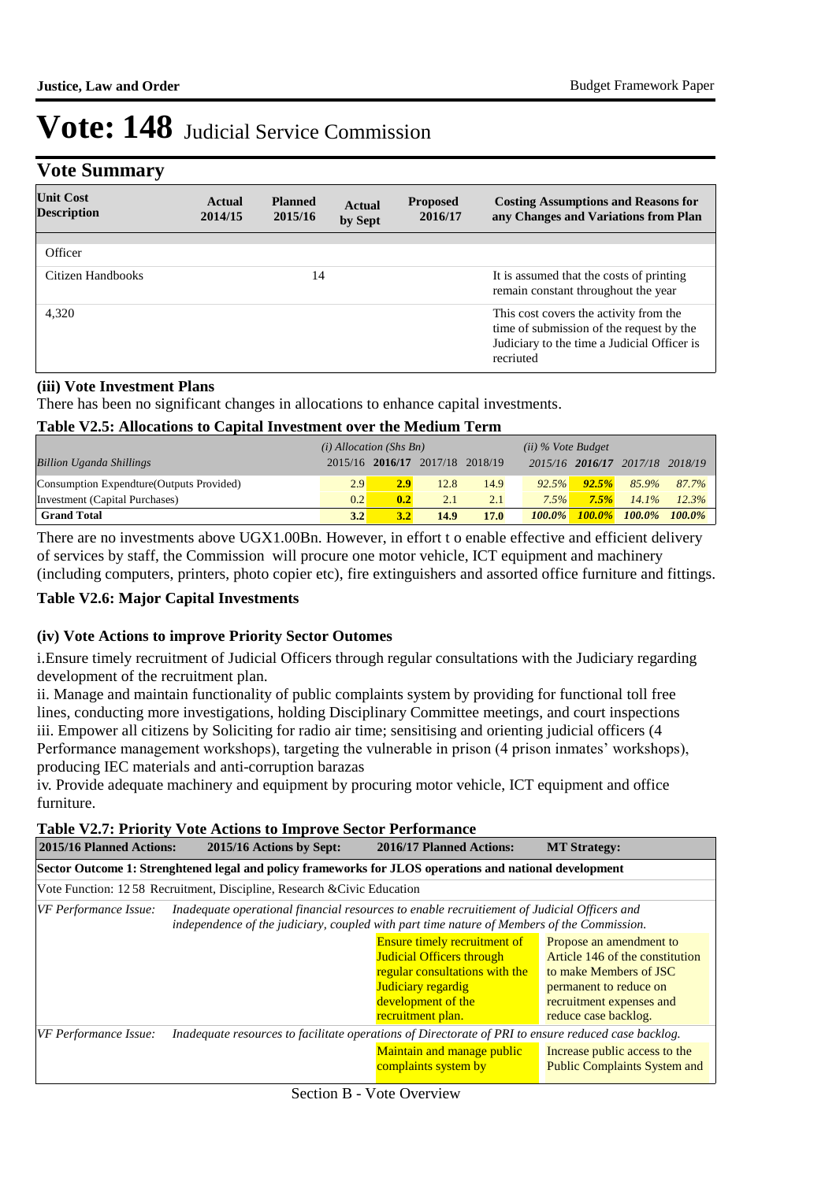# Vote: 148 Judicial Service Commission

## Vote Summary

| Unit Cost Description | Actual 2014/15 | Planned 2015/16 | Actual by Sept | Proposed 2016/17 | Costing Assumptions and Reasons for any Changes and Variations from Plan |
|---|---|---|---|---|---|
| Officer | | | | | |
| Citizen Handbooks | | 14 | | | It is assumed that the costs of printing remain constant throughout the year |
| 4,320 | | | | | This cost covers the activity from the time of submission of the request by the Judiciary to the time a Judicial Officer is recruited |

### (iii) Vote Investment Plans

There has been no significant changes in allocations to enhance capital investments.

**Table V2.5: Allocations to Capital Investment over the Medium Term**

| Billion Uganda Shillings | (i) Allocation (Shs Bn) 2015/16 | 2016/17 | 2017/18 | 2018/19 | (ii) % Vote Budget 2015/16 | 2016/17 | 2017/18 | 2018/19 |
|---|---|---|---|---|---|---|---|---|
| Consumption Expendture(Outputs Provided) | 2.9 | 2.9 | 12.8 | 14.9 | 92.5% | 92.5% | 85.9% | 87.7% |
| Investment (Capital Purchases) | 0.2 | 0.2 | 2.1 | 2.1 | 7.5% | 7.5% | 14.1% | 12.3% |
| **Grand Total** | **3.2** | **3.2** | **14.9** | **17.0** | ***100.0%*** | ***100.0%*** | ***100.0%*** | ***100.0%*** |

There are no investments above UGX1.00Bn. However, in effort t o enable effective and efficient delivery of services by staff, the Commission  will procure one motor vehicle, ICT equipment and machinery (including computers, printers, photo copier etc), fire extinguishers and assorted office furniture and fittings.

**Table V2.6: Major Capital Investments**

### (iv) Vote Actions to improve Priority Sector Outomes

i.Ensure timely recruitment of Judicial Officers through regular consultations with the Judiciary regarding development of the recruitment plan.
ii. Manage and maintain functionality of public complaints system by providing for functional toll free lines, conducting more investigations, holding Disciplinary Committee meetings, and court inspections
iii. Empower all citizens by Soliciting for radio air time; sensitising and orienting judicial officers (4 Performance management workshops), targeting the vulnerable in prison (4 prison inmates' workshops), producing IEC materials and anti-corruption barazas
iv. Provide adequate machinery and equipment by procuring motor vehicle, ICT equipment and office furniture.

**Table V2.7: Priority Vote Actions to Improve Sector Performance**

| 2015/16 Planned Actions: | 2015/16 Actions by Sept: | 2016/17 Planned Actions: | MT Strategy: |
|---|---|---|---|
| **Sector Outcome 1: Strenghtened legal and policy frameworks for JLOS operations and national development** | | | |
| Vote Function: 12 58 Recruitment, Discipline, Research &Civic Education | | | |
| *VF Performance Issue:* *Inadequate operational financial resources to enable recruitiement of Judicial Officers and independence of the judiciary, coupled with part time nature of Members of the Commission.* | | | |
| | | Ensure timely recruitment of Judicial Officers through regular consultations with the Judiciary regardig development of the recruitment plan. | Propose an amendment to Article 146 of the constitution to make Members of JSC permanent to reduce on recruitment expenses and reduce case backlog. |
| *VF Performance Issue:* *Inadequate resources to facilitate operations of Directorate of PRI to ensure reduced case backlog.* | | | |
| | | Maintain and manage public complaints system by | Increase public access to the Public Complaints System and |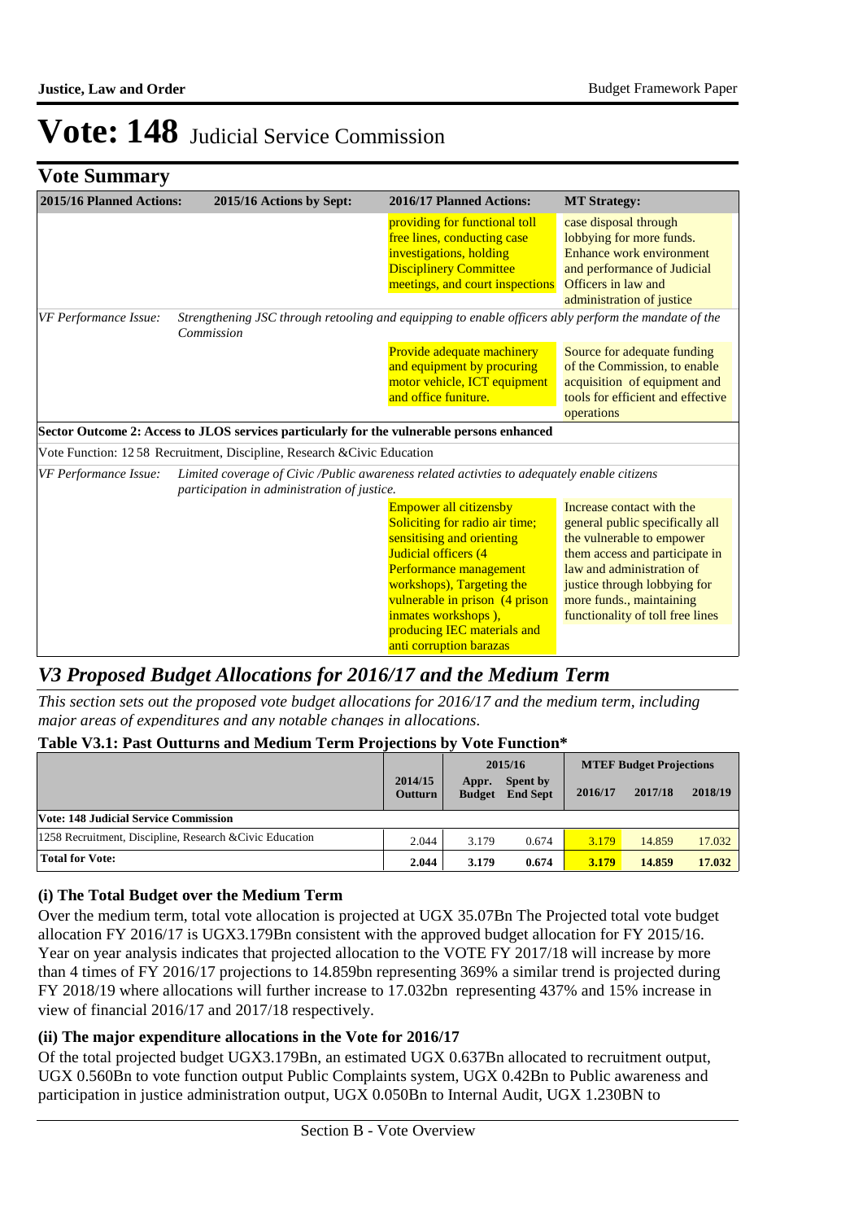# Vote: 148 Judicial Service Commission

## Vote Summary

| 2015/16 Planned Actions: | 2015/16 Actions by Sept: | 2016/17 Planned Actions: | MT Strategy: |
|---|---|---|---|
| | | providing for functional toll free lines, conducting case investigations, holding Disciplinery Committee meetings, and court inspections | case disposal through lobbying for more funds. Enhance work environment and performance of Judicial Officers in law and administration of justice |
| *VF Performance Issue:* | *Strengthening JSC through retooling and equipping to enable officers ably perform the mandate of the Commission* | | |
| | | Provide adequate machinery and equipment by procuring motor vehicle, ICT equipment and office funiture. | Source for adequate funding of the Commission, to enable acquisition of equipment and tools for efficient and effective operations |
| **Sector Outcome 2: Access to JLOS services particularly for the vulnerable persons enhanced** | | | |
| Vote Function: 12 58 Recruitment, Discipline, Research &Civic Education | | | |
| *VF Performance Issue:* | *Limited coverage of Civic /Public awareness related activties to adequately enable citizens participation in administration of justice.* | | |
| | | Empower all citizensby Soliciting for radio air time; sensitising and orienting Judicial officers (4 Performance management workshops), Targeting the vulnerable in prison (4 prison inmates workshops ), producing IEC materials and anti corruption barazas | Increase contact with the general public specifically all the vulnerable to empower them access and participate in law and administration of justice through lobbying for more funds., maintaining functionality of toll free lines |

## *V3 Proposed Budget Allocations for 2016/17 and the Medium Term*

*This section sets out the proposed vote budget allocations for 2016/17 and the medium term, including major areas of expenditures and any notable changes in allocations.*

**Table V3.1: Past Outturns and Medium Term Projections by Vote Function\***

| | 2014/15 | 2015/16 | | MTEF Budget Projections | | |
|---|---|---|---|---|---|---|
| | Outturn | Appr. Budget | Spent by End Sept | 2016/17 | 2017/18 | 2018/19 |
| **Vote: 148 Judicial Service Commission** | | | | | | |
| 1258 Recruitment, Discipline, Research &Civic Education | 2.044 | 3.179 | 0.674 | 3.179 | 14.859 | 17.032 |
| **Total for Vote:** | **2.044** | **3.179** | **0.674** | **3.179** | **14.859** | **17.032** |

### (i) The Total Budget over the Medium Term

Over the medium term, total vote allocation is projected at UGX 35.07Bn The Projected total vote budget allocation FY 2016/17 is UGX3.179Bn consistent with the approved budget allocation for FY 2015/16. Year on year analysis indicates that projected allocation to the VOTE FY 2017/18 will increase by more than 4 times of FY 2016/17 projections to 14.859bn representing 369% a similar trend is projected during FY 2018/19 where allocations will further increase to 17.032bn representing 437% and 15% increase in view of financial 2016/17 and 2017/18 respectively.

### (ii) The major expenditure allocations in the Vote for 2016/17

Of the total projected budget UGX3.179Bn, an estimated UGX 0.637Bn allocated to recruitment output, UGX 0.560Bn to vote function output Public Complaints system, UGX 0.42Bn to Public awareness and participation in justice administration output, UGX 0.050Bn to Internal Audit, UGX 1.230BN to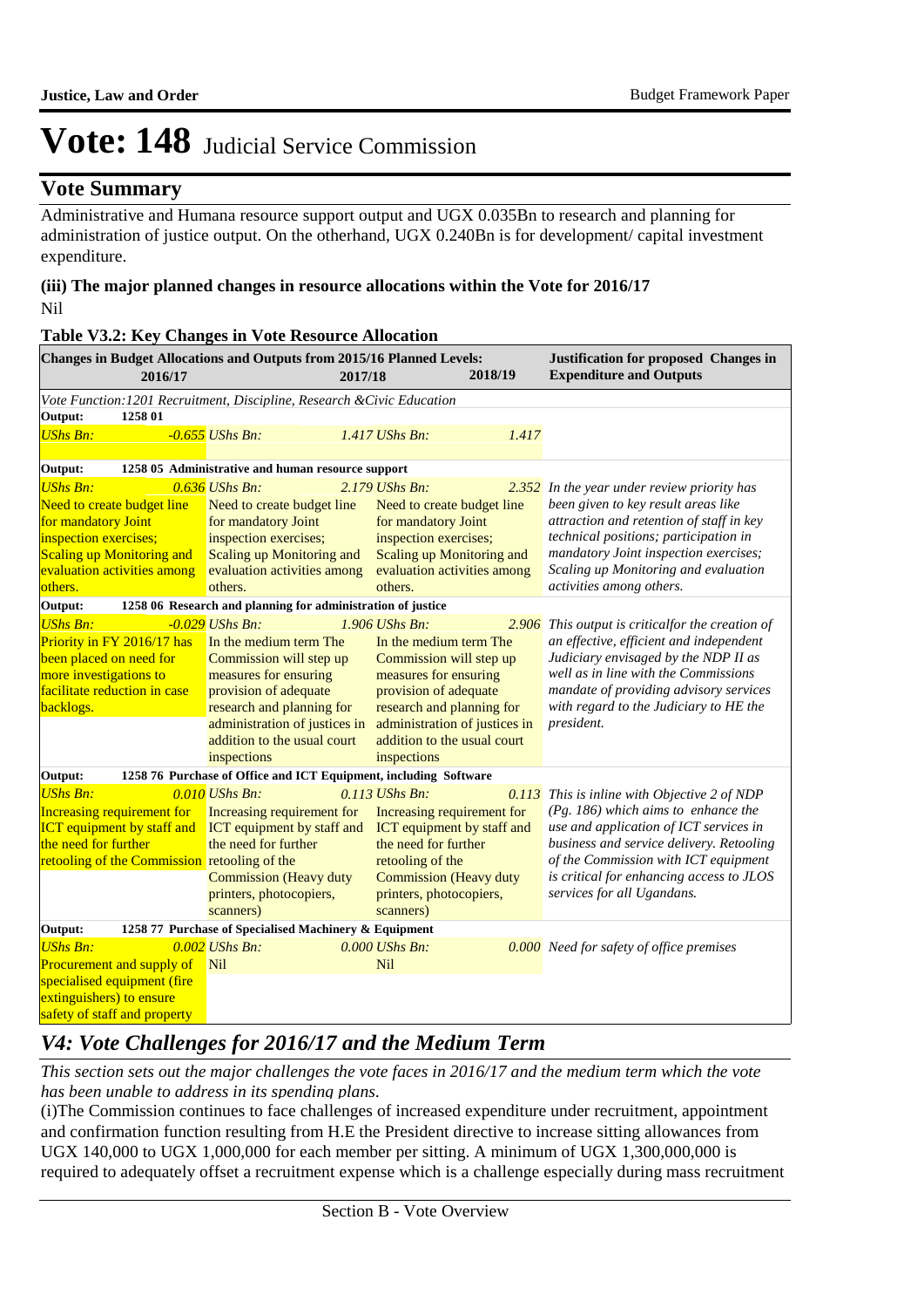# Vote: 148 Judicial Service Commission

## Vote Summary

Administrative and Humana resource support output and UGX 0.035Bn to research and planning for administration of justice output. On the otherhand, UGX 0.240Bn is for development/ capital investment expenditure.

**(iii) The major planned changes in resource allocations within the Vote for 2016/17**

Nil

**Table V3.2: Key Changes in Vote Resource Allocation**

| Changes in Budget Allocations and Outputs from 2015/16 Planned Levels: 2016/17 | 2017/18 | 2018/19 | Justification for proposed Changes in Expenditure and Outputs |
|---|---|---|---|
| *Vote Function:1201 Recruitment, Discipline, Research &Civic Education* | | | |
| **Output: 1258 01** | | | |
| *UShs Bn: -0.655* | *UShs Bn: 1.417* | *UShs Bn: 1.417* | |
| **Output: 1258 05 Administrative and human resource support** | | | |
| *UShs Bn: 0.636* Need to create budget line for mandatory Joint inspection exercises; Scaling up Monitoring and evaluation activities among others. | *UShs Bn: 2.179* Need to create budget line for mandatory Joint inspection exercises; Scaling up Monitoring and evaluation activities among others. | *UShs Bn: 2.352* Need to create budget line for mandatory Joint inspection exercises; Scaling up Monitoring and evaluation activities among others. | *In the year under review priority has been given to key result areas like attraction and retention of staff in key technical positions; participation in mandatory Joint inspection exercises; Scaling up Monitoring and evaluation activities among others.* |
| **Output: 1258 06 Research and planning for administration of justice** | | | |
| *UShs Bn: -0.029* Priority in FY 2016/17 has been placed on need for more investigations to facilitate reduction in case backlogs. | *UShs Bn: 1.906* In the medium term The Commission will step up measures for ensuring provision of adequate research and planning for administration of justices in addition to the usual court inspections | *UShs Bn: 2.906* In the medium term The Commission will step up measures for ensuring provision of adequate research and planning for administration of justices in addition to the usual court inspections | *This output is criticalfor the creation of an effective, efficient and independent Judiciary envisaged by the NDP II as well as in line with the Commissions mandate of providing advisory services with regard to the Judiciary to HE the president.* |
| **Output: 1258 76 Purchase of Office and ICT Equipment, including Software** | | | |
| *UShs Bn: 0.010* Increasing requirement for ICT equipment by staff and the need for further retooling of the Commission | *UShs Bn: 0.113* Increasing requirement for ICT equipment by staff and the need for further retooling of the Commission (Heavy duty printers, photocopiers, scanners) | *UShs Bn: 0.113* Increasing requirement for ICT equipment by staff and the need for further retooling of the Commission (Heavy duty printers, photocopiers, scanners) | *This is inline with Objective 2 of NDP (Pg. 186) which aims to enhance the use and application of ICT services in business and service delivery. Retooling of the Commission with ICT equipment is critical for enhancing access to JLOS services for all Ugandans.* |
| **Output: 1258 77 Purchase of Specialised Machinery & Equipment** | | | |
| *UShs Bn: 0.002* Procurement and supply of specialised equipment (fire extinguishers) to ensure safety of staff and property | *UShs Bn: 0.000* Nil | *UShs Bn: 0.000* Nil | *Need for safety of office premises* |

## *V4: Vote Challenges for 2016/17 and the Medium Term*

*This section sets out the major challenges the vote faces in 2016/17 and the medium term which the vote has been unable to address in its spending plans.*

(i)The Commission continues to face challenges of increased expenditure under recruitment, appointment and confirmation function resulting from H.E the President directive to increase sitting allowances from UGX 140,000 to UGX 1,000,000 for each member per sitting. A minimum of UGX 1,300,000,000 is required to adequately offset a recruitment expense which is a challenge especially during mass recruitment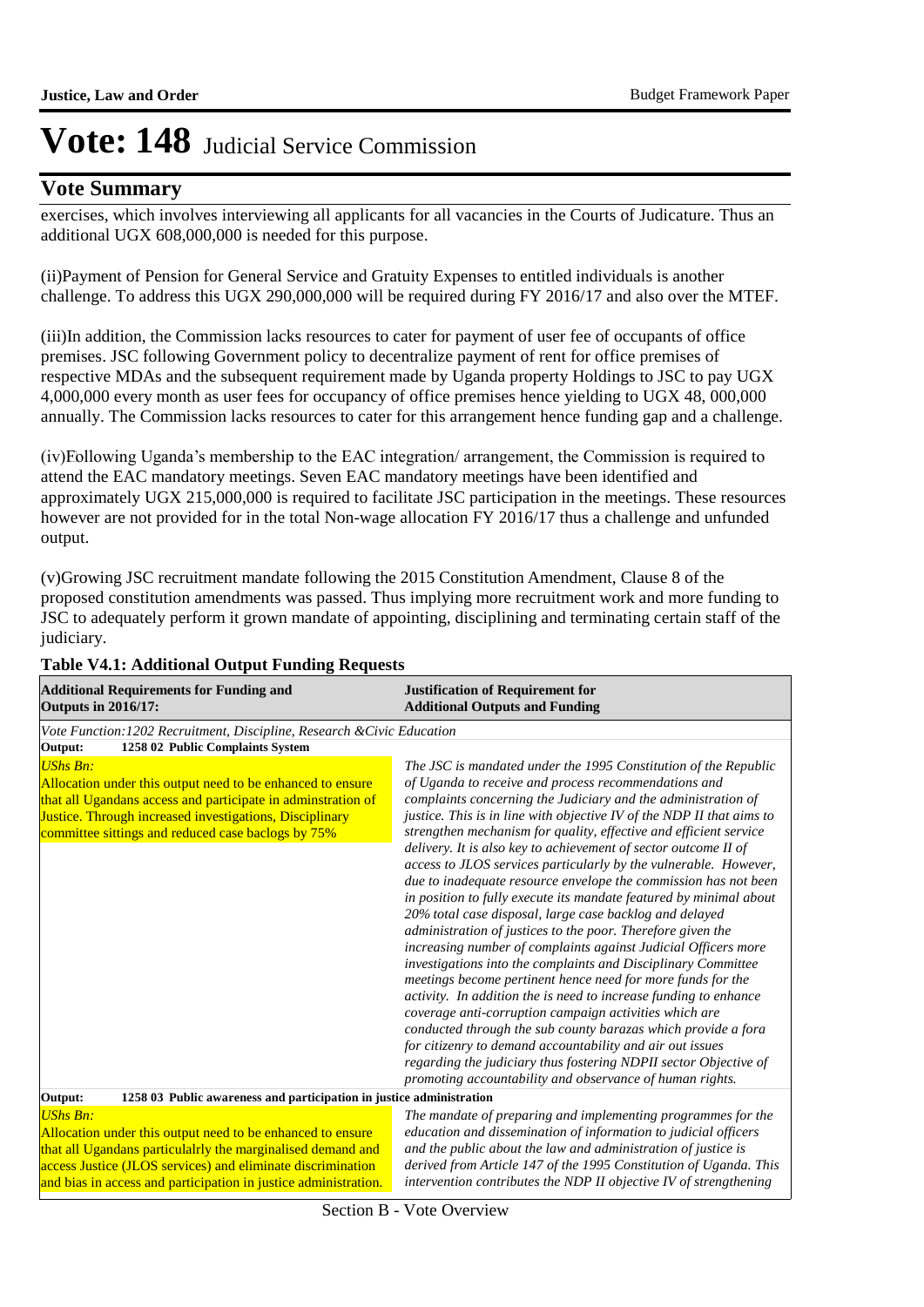# Vote: 148 Judicial Service Commission

## Vote Summary

exercises, which involves interviewing all applicants for all vacancies in the Courts of Judicature. Thus an additional UGX 608,000,000 is needed for this purpose.

(ii)Payment of Pension for General Service and Gratuity Expenses to entitled individuals is another challenge. To address this UGX 290,000,000 will be required during FY 2016/17 and also over the MTEF.

(iii)In addition, the Commission lacks resources to cater for payment of user fee of occupants of office premises. JSC following Government policy to decentralize payment of rent for office premises of respective MDAs and the subsequent requirement made by Uganda property Holdings to JSC to pay UGX 4,000,000 every month as user fees for occupancy of office premises hence yielding to UGX 48, 000,000 annually. The Commission lacks resources to cater for this arrangement hence funding gap and a challenge.

(iv)Following Uganda's membership to the EAC integration/ arrangement, the Commission is required to attend the EAC mandatory meetings. Seven EAC mandatory meetings have been identified and approximately UGX 215,000,000 is required to facilitate JSC participation in the meetings. These resources however are not provided for in the total Non-wage allocation FY 2016/17 thus a challenge and unfunded output.

(v)Growing JSC recruitment mandate following the 2015 Constitution Amendment, Clause 8 of the proposed constitution amendments was passed. Thus implying more recruitment work and more funding to JSC to adequately perform it grown mandate of appointing, disciplining and terminating certain staff of the judiciary.

**Table V4.1: Additional Output Funding Requests**

| **Additional Requirements for Funding and Outputs in 2016/17:** | **Justification of Requirement for Additional Outputs and Funding** |
|---|---|
| *Vote Function:1202 Recruitment, Discipline, Research &Civic Education* | |
| **Output: 1258 02 Public Complaints System** | |
| *UShs Bn:*<br>Allocation under this output need to be enhanced to ensure that all Ugandans access and participate in adminstration of Justice. Through increased investigations, Disciplinary committee sittings and reduced case baclogs by 75% | *The JSC is mandated under the 1995 Constitution of the Republic of Uganda to receive and process recommendations and complaints concerning the Judiciary and the administration of justice. This is in line with objective IV of the NDP II that aims to strengthen mechanism for quality, effective and efficient service delivery. It is also key to achievement of sector outcome II of access to JLOS services particularly by the vulnerable. However, due to inadequate resource envelope the commission has not been in position to fully execute its mandate featured by minimal about 20% total case disposal, large case backlog and delayed administration of justices to the poor. Therefore given the increasing number of complaints against Judicial Officers more investigations into the complaints and Disciplinary Committee meetings become pertinent hence need for more funds for the activity. In addition the is need to increase funding to enhance coverage anti-corruption campaign activities which are conducted through the sub county barazas which provide a fora for citizenry to demand accountability and air out issues regarding the judiciary thus fostering NDPII sector Objective of promoting accountability and observance of human rights.* |
| **Output: 1258 03 Public awareness and participation in justice administration** | |
| *UShs Bn:*<br>Allocation under this output need to be enhanced to ensure that all Ugandans particulalrly the marginalised demand and access Justice (JLOS services) and eliminate discrimination and bias in access and participation in justice administration. | *The mandate of preparing and implementing programmes for the education and dissemination of information to judicial officers and the public about the law and administration of justice is derived from Article 147 of the 1995 Constitution of Uganda. This intervention contributes the NDP II objective IV of strengthening* |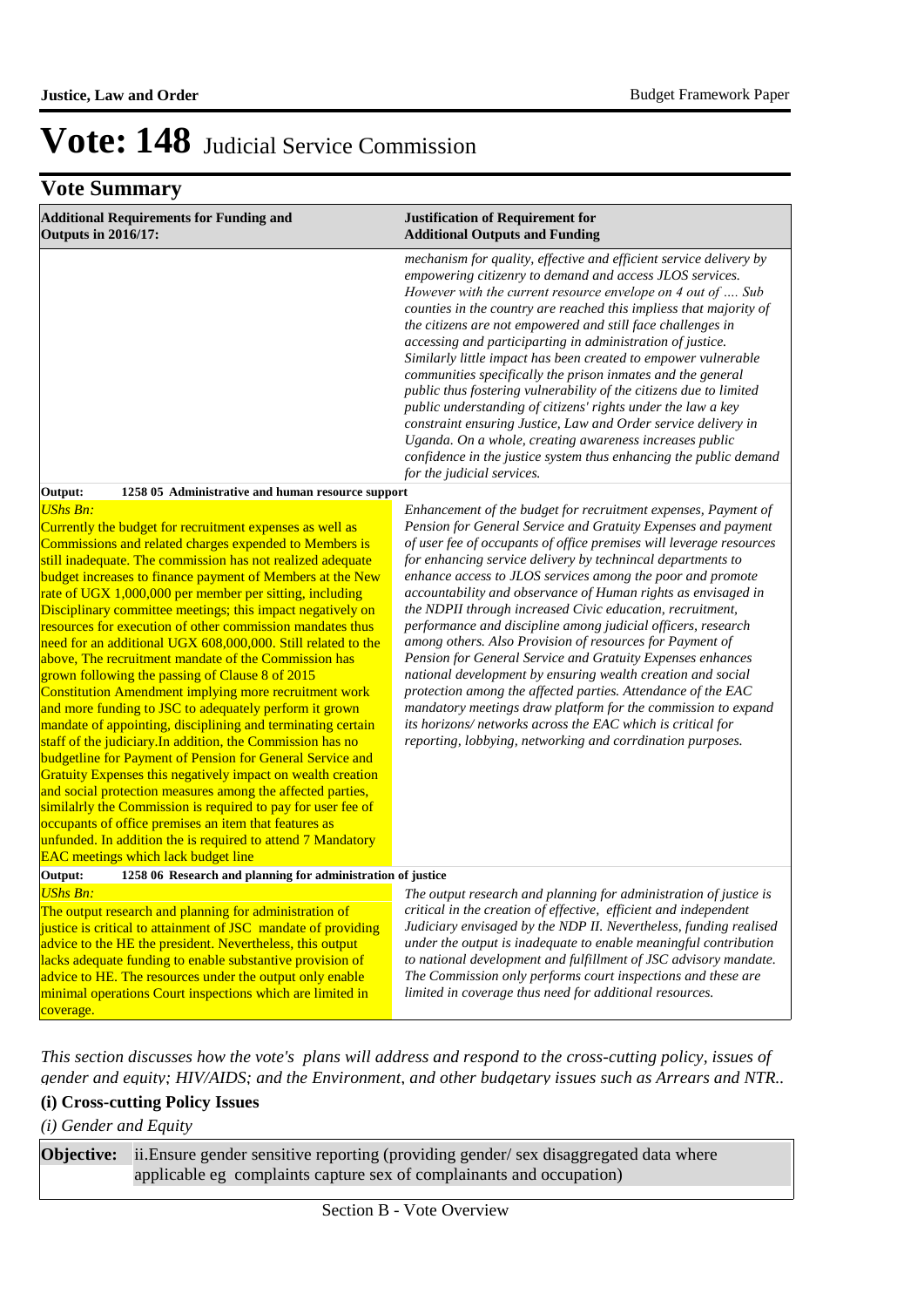# Vote: 148 Judicial Service Commission

## Vote Summary

| Additional Requirements for Funding and Outputs in 2016/17: | Justification of Requirement for Additional Outputs and Funding |
|---|---|
| | *mechanism for quality, effective and efficient service delivery by empowering citizenry to demand and access JLOS services. However with the current resource envelope on 4 out of .... Sub counties in the country are reached this impliess that majority of the citizens are not empowered and still face challenges in accessing and participarting in administration of justice. Similarly little impact has been created to empower vulnerable communities specifically the prison inmates and the general public thus fostering vulnerability of the citizens due to limited public understanding of citizens' rights under the law a key constraint ensuring Justice, Law and Order service delivery in Uganda. On a whole, creating awareness increases public confidence in the justice system thus enhancing the public demand for the judicial services.* |
| **Output: 1258 05 Administrative and human resource support** | |
| *UShs Bn:* Currently the budget for recruitment expenses as well as Commissions and related charges expended to Members is still inadequate. The commission has not realized adequate budget increases to finance payment of Members at the New rate of UGX 1,000,000 per member per sitting, including Disciplinary committee meetings; this impact negatively on resources for execution of other commission mandates thus need for an additional UGX 608,000,000. Still related to the above, The recruitment mandate of the Commission has grown following the passing of Clause 8 of 2015 Constitution Amendment implying more recruitment work and more funding to JSC to adequately perform it grown mandate of appointing, disciplining and terminating certain staff of the judiciary.In addition, the Commission has no budgetline for Payment of Pension for General Service and Gratuity Expenses this negatively impact on wealth creation and social protection measures among the affected parties, similalrly the Commission is required to pay for user fee of occupants of office premises an item that features as unfunded. In addition the is required to attend 7 Mandatory EAC meetings which lack budget line | *Enhancement of the budget for recruitment expenses, Payment of Pension for General Service and Gratuity Expenses and payment of user fee of occupants of office premises will leverage resources for enhancing service delivery by technincal departments to enhance access to JLOS services among the poor and promote accountability and observance of Human rights as envisaged in the NDPII through increased Civic education, recruitment, performance and discipline among judicial officers, research among others. Also Provision of resources for Payment of Pension for General Service and Gratuity Expenses enhances national development by ensuring wealth creation and social protection among the affected parties. Attendance of the EAC mandatory meetings draw platform for the commission to expand its horizons/ networks across the EAC which is critical for reporting, lobbying, networking and corrdination purposes.* |
| **Output: 1258 06 Research and planning for administration of justice** | |
| *UShs Bn:* The output research and planning for administration of justice is critical to attainment of JSC mandate of providing advice to the HE the president. Nevertheless, this output lacks adequate funding to enable substantive provision of advice to HE. The resources under the output only enable minimal operations Court inspections which are limited in coverage. | *The output research and planning for administration of justice is critical in the creation of effective, efficient and independent Judiciary envisaged by the NDP II. Nevertheless, funding realised under the output is inadequate to enable meaningful contribution to national development and fulfillment of JSC advisory mandate. The Commission only performs court inspections and these are limited in coverage thus need for additional resources.* |

*This section discusses how the vote's plans will address and respond to the cross-cutting policy, issues of gender and equity; HIV/AIDS; and the Environment, and other budgetary issues such as Arrears and NTR..*

### (i) Cross-cutting Policy Issues

*(i) Gender and Equity*

| **Objective:** | ii.Ensure gender sensitive reporting (providing gender/ sex disaggregated data where applicable eg complaints capture sex of complainants and occupation) |
|---|---|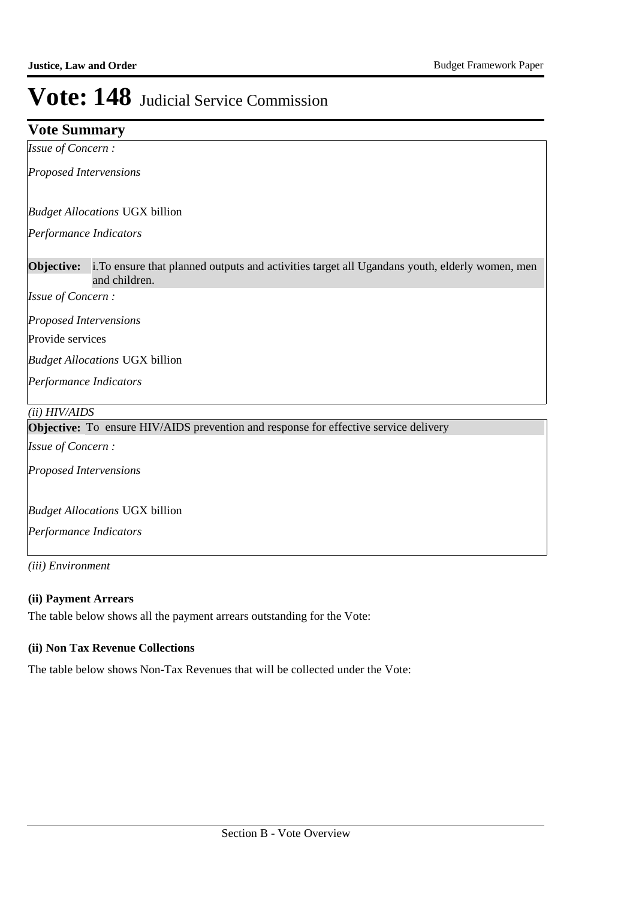# Vote: 148 Judicial Service Commission

## Vote Summary

*Issue of Concern :*

*Proposed Interventions*

*Budget Allocations* UGX billion

*Performance Indicators*

**Objective:** i.To ensure that planned outputs and activities target all Ugandans youth, elderly women, men and children.

*Issue of Concern :*

*Proposed Interventions*

Provide services

*Budget Allocations* UGX billion

*Performance Indicators*

*(ii) HIV/AIDS*

**Objective:** To ensure HIV/AIDS prevention and response for effective service delivery

*Issue of Concern :*

*Proposed Interventions*

*Budget Allocations* UGX billion

*Performance Indicators*

*(iii) Environment*

**(ii) Payment Arrears**

The table below shows all the payment arrears outstanding for the Vote:

**(ii) Non Tax Revenue Collections**

The table below shows Non-Tax Revenues that will be collected under the Vote: